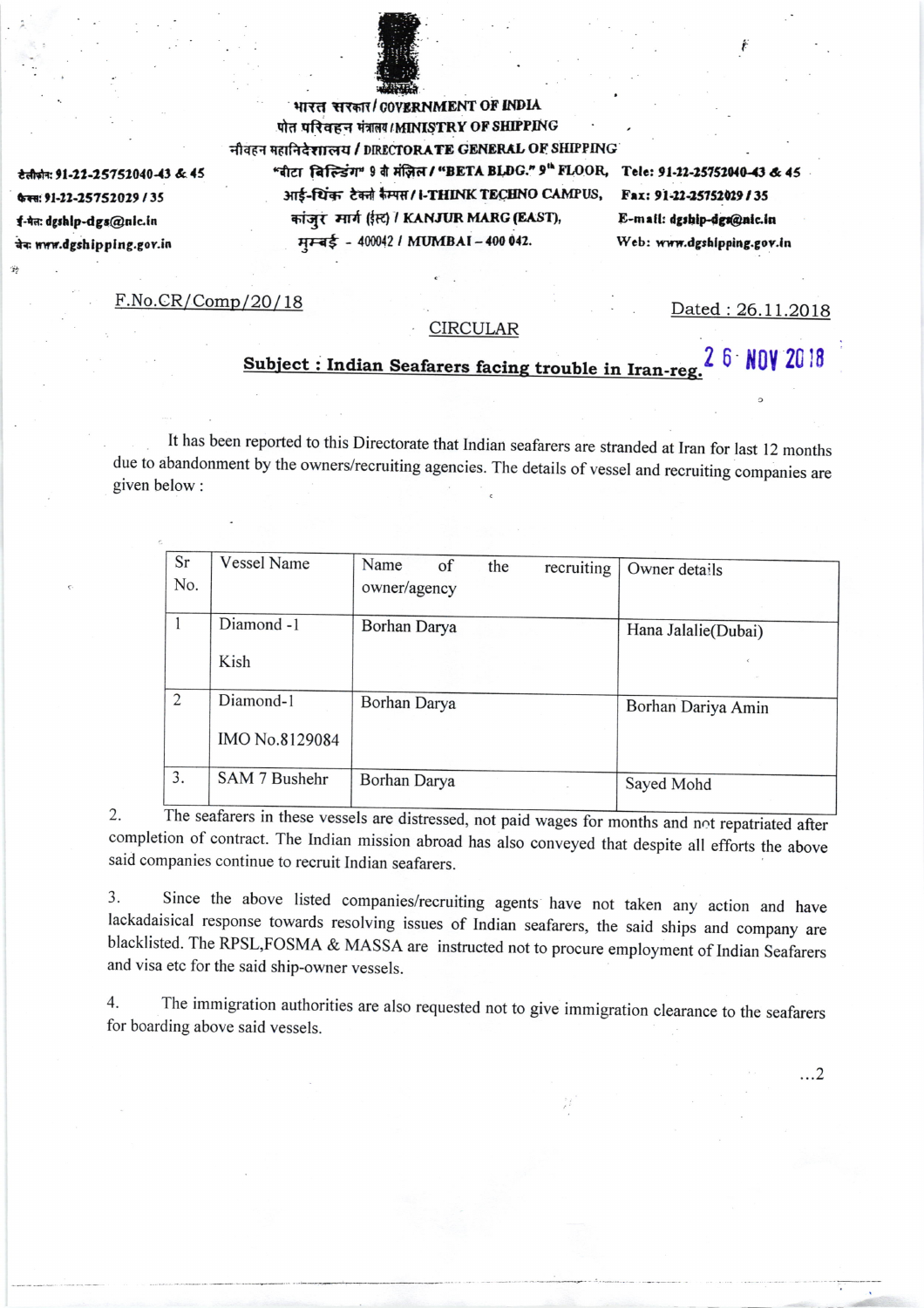भारत सरकार / GOVERNMENT OF INDIA
पोत परिवहन मंत्रालय / MINISTRY OF SHIPPING
नौवहन महानिदेशालय / DIRECTORATE GENERAL OF SHIPPING
"बीटा बिल्डिंग" 9 वा मंज़िल / "BETA BLDG." 9th FLOOR,
आई-थिंक टेक्नो कैम्पस / I-THINK TECHNO CAMPUS,
कांजुर मार्ग (ईस्ट) / KANJUR MARG (EAST),
मुम्बई - 400042 / MUMBAI – 400 042.

टेलीफोन: 91-22-25752040-43 & 45
फैक्स: 91-22-25752029 / 35
ई-मेल: dgship-dgs@nic.in
वेब: www.dgshipping.gov.in

Tele: 91-22-25752040-43 & 45
Fax: 91-22-25752029 / 35
E-mail: dgship-dgs@nic.in
Web: www.dgshipping.gov.in

F.No.CR/Comp/20/18

Dated : 26.11.2018

CIRCULAR

**Subject : Indian Seafarers facing trouble in Iran-reg.** 26 NOV 2018

It has been reported to this Directorate that Indian seafarers are stranded at Iran for last 12 months due to abandonment by the owners/recruiting agencies. The details of vessel and recruiting companies are given below :

| Sr No. | Vessel Name | Name of the recruiting owner/agency | Owner details |
|---|---|---|---|
| 1 | Diamond -1<br>Kish | Borhan Darya | Hana Jalalie(Dubai) |
| 2 | Diamond-1<br>IMO No.8129084 | Borhan Darya | Borhan Dariya Amin |
| 3. | SAM 7 Bushehr | Borhan Darya | Sayed Mohd |

2. The seafarers in these vessels are distressed, not paid wages for months and not repatriated after completion of contract. The Indian mission abroad has also conveyed that despite all efforts the above said companies continue to recruit Indian seafarers.

3. Since the above listed companies/recruiting agents have not taken any action and have lackadaisical response towards resolving issues of Indian seafarers, the said ships and company are blacklisted. The RPSL,FOSMA & MASSA are instructed not to procure employment of Indian Seafarers and visa etc for the said ship-owner vessels.

4. The immigration authorities are also requested not to give immigration clearance to the seafarers for boarding above said vessels.

...2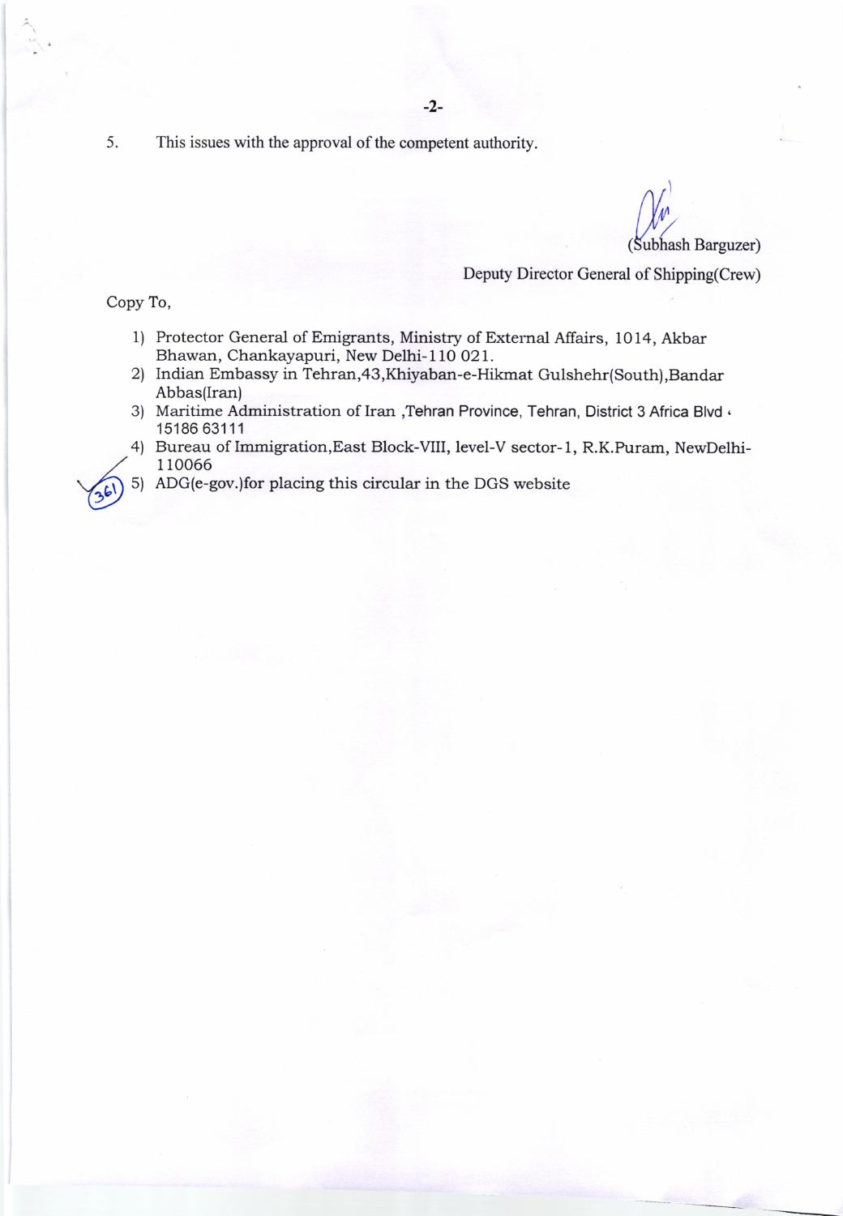5. This issues with the approval of the competent authority.

(Subhash Barguzer)

Deputy Director General of Shipping(Crew)

Copy To,

1) Protector General of Emigrants, Ministry of External Affairs, 1014, Akbar Bhawan, Chankayapuri, New Delhi-110 021.
2) Indian Embassy in Tehran,43,Khiyaban-e-Hikmat Gulshehr(South),Bandar Abbas(Iran)
3) Maritime Administration of Iran ,Tehran Province, Tehran, District 3 Africa Blvd ، 15186 63111
4) Bureau of Immigration,East Block-VIII, level-V sector-1, R.K.Puram, NewDelhi-110066
5) ADG(e-gov.)for placing this circular in the DGS website